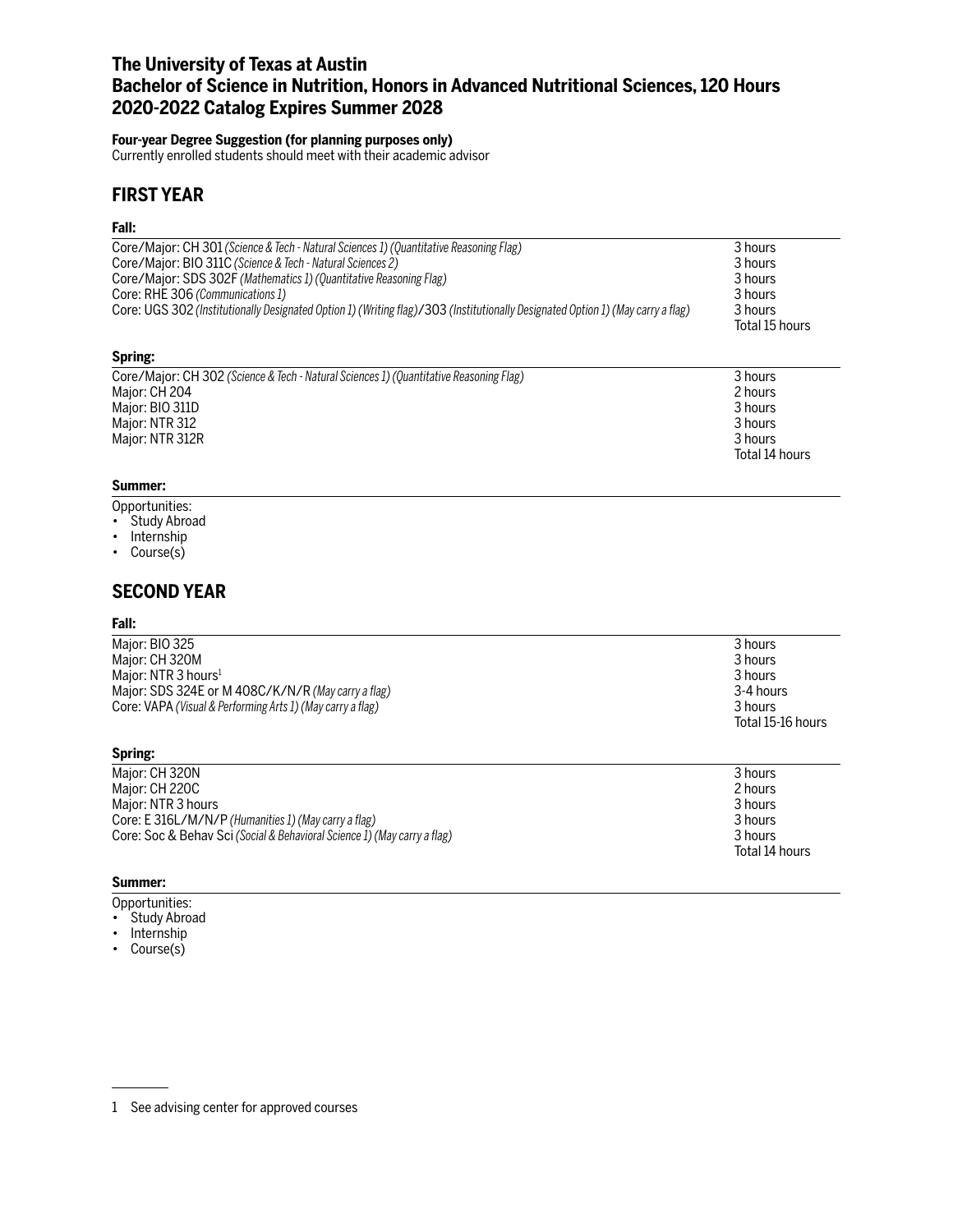# The University of Texas at Austin
# Bachelor of Science in Nutrition, Honors in Advanced Nutritional Sciences, 120 Hours
# 2020-2022 Catalog Expires Summer 2028

**Four-year Degree Suggestion (for planning purposes only)**
Currently enrolled students should meet with their academic advisor

## FIRST YEAR

### Fall:

| Course | Hours |
|---|---|
| Core/Major: CH 301 *(Science & Tech - Natural Sciences 1) (Quantitative Reasoning Flag)* | 3 hours |
| Core/Major: BIO 311C *(Science & Tech - Natural Sciences 2)* | 3 hours |
| Core/Major: SDS 302F *(Mathematics 1) (Quantitative Reasoning Flag)* | 3 hours |
| Core: RHE 306 *(Communications 1)* | 3 hours |
| Core: UGS 302 *(Institutionally Designated Option 1) (Writing flag)*/303 *(Institutionally Designated Option 1) (May carry a flag)* | 3 hours |
| | Total 15 hours |

### Spring:

| Course | Hours |
|---|---|
| Core/Major: CH 302 *(Science & Tech - Natural Sciences 1) (Quantitative Reasoning Flag)* | 3 hours |
| Major: CH 204 | 2 hours |
| Major: BIO 311D | 3 hours |
| Major: NTR 312 | 3 hours |
| Major: NTR 312R | 3 hours |
| | Total 14 hours |

### Summer:

Opportunities:
- Study Abroad
- Internship
- Course(s)

## SECOND YEAR

### Fall:

| Course | Hours |
|---|---|
| Major: BIO 325 | 3 hours |
| Major: CH 320M | 3 hours |
| Major: NTR 3 hours[1] | 3 hours |
| Major: SDS 324E or M 408C/K/N/R *(May carry a flag)* | 3-4 hours |
| Core: VAPA *(Visual & Performing Arts 1) (May carry a flag)* | 3 hours |
| | Total 15-16 hours |

### Spring:

| Course | Hours |
|---|---|
| Major: CH 320N | 3 hours |
| Major: CH 220C | 2 hours |
| Major: NTR 3 hours | 3 hours |
| Core: E 316L/M/N/P *(Humanities 1) (May carry a flag)* | 3 hours |
| Core: Soc & Behav Sci *(Social & Behavioral Science 1) (May carry a flag)* | 3 hours |
| | Total 14 hours |

### Summer:

Opportunities:
- Study Abroad
- Internship
- Course(s)

---

1 See advising center for approved courses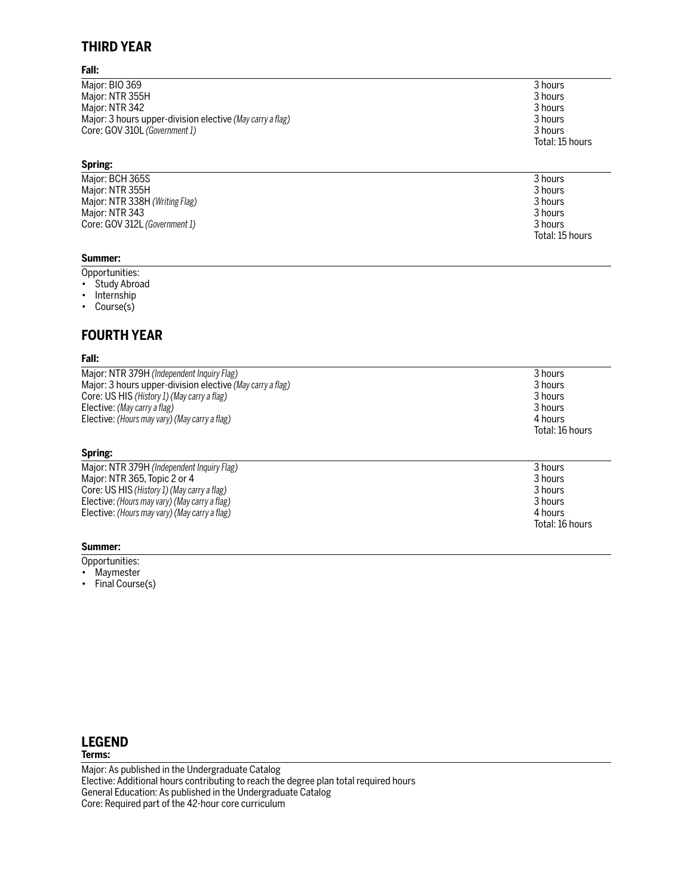## THIRD YEAR

### Fall:

| | |
|---|---|
| Major: BIO 369 | 3 hours |
| Major: NTR 355H | 3 hours |
| Major: NTR 342 | 3 hours |
| Major: 3 hours upper-division elective *(May carry a flag)* | 3 hours |
| Core: GOV 310L *(Government 1)* | 3 hours |
| | Total: 15 hours |

### Spring:

| | |
|---|---|
| Major: BCH 365S | 3 hours |
| Major: NTR 355H | 3 hours |
| Major: NTR 338H *(Writing Flag)* | 3 hours |
| Major: NTR 343 | 3 hours |
| Core: GOV 312L *(Government 1)* | 3 hours |
| | Total: 15 hours |

### Summer:

Opportunities:

- Study Abroad
- Internship
- Course(s)

## FOURTH YEAR

### Fall:

| | |
|---|---|
| Major: NTR 379H *(Independent Inquiry Flag)* | 3 hours |
| Major: 3 hours upper-division elective *(May carry a flag)* | 3 hours |
| Core: US HIS *(History 1) (May carry a flag)* | 3 hours |
| Elective: *(May carry a flag)* | 3 hours |
| Elective: *(Hours may vary) (May carry a flag)* | 4 hours |
| | Total: 16 hours |

### Spring:

| | |
|---|---|
| Major: NTR 379H *(Independent Inquiry Flag)* | 3 hours |
| Major: NTR 365, Topic 2 or 4 | 3 hours |
| Core: US HIS *(History 1) (May carry a flag)* | 3 hours |
| Elective: *(Hours may vary) (May carry a flag)* | 3 hours |
| Elective: *(Hours may vary) (May carry a flag)* | 4 hours |
| | Total: 16 hours |

### Summer:

Opportunities:

- Maymester
- Final Course(s)

## LEGEND

### Terms:

Major: As published in the Undergraduate Catalog
Elective: Additional hours contributing to reach the degree plan total required hours
General Education: As published in the Undergraduate Catalog
Core: Required part of the 42-hour core curriculum